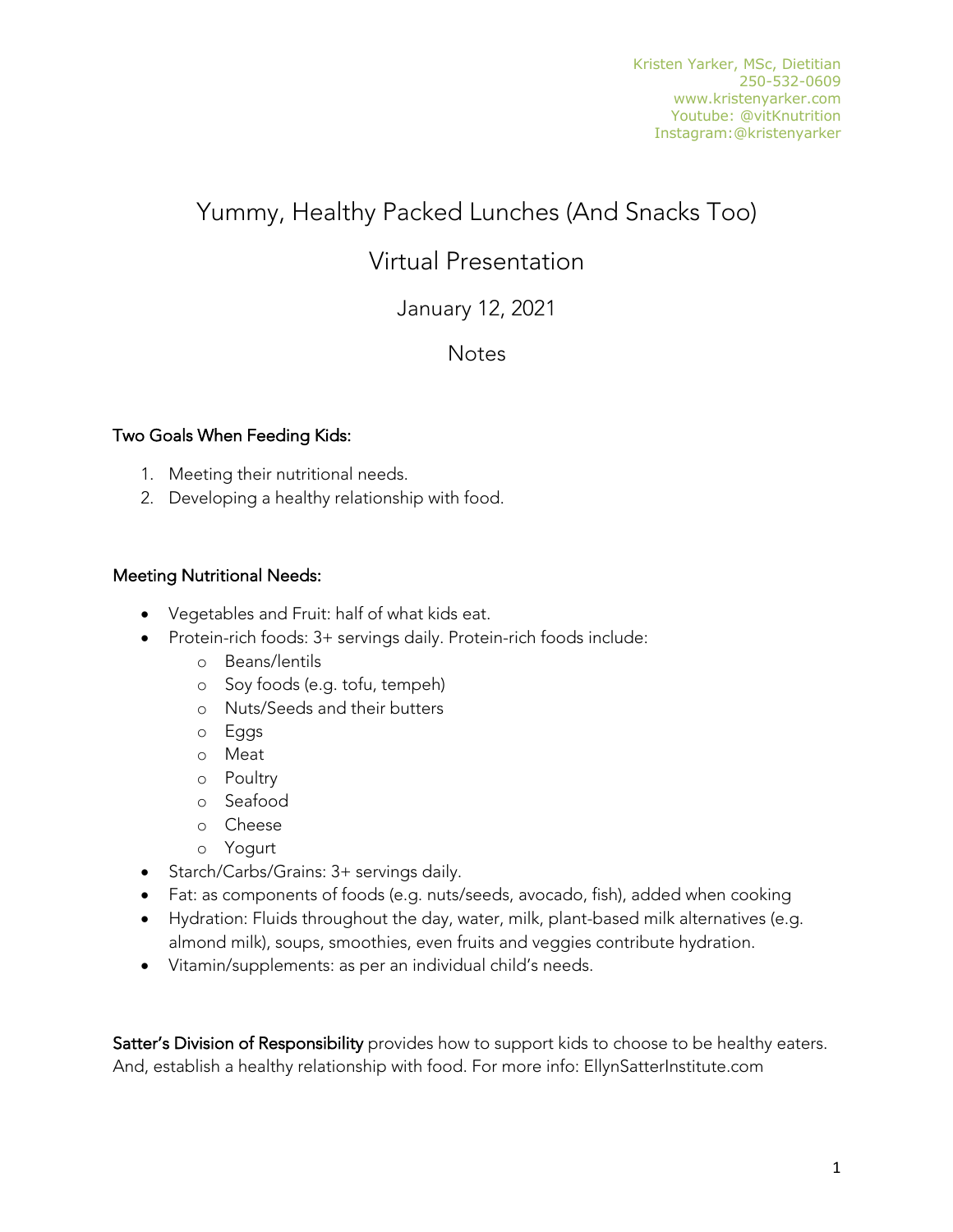Kristen Yarker, MSc, Dietitian
250-532-0609
www.kristenyarker.com
Youtube: @vitKnutrition
Instagram:@kristenyarker

# Yummy, Healthy Packed Lunches (And Snacks Too)

## Virtual Presentation

### January 12, 2021

### Notes

**Two Goals When Feeding Kids:**

1. Meeting their nutritional needs.
2. Developing a healthy relationship with food.

**Meeting Nutritional Needs:**

- Vegetables and Fruit: half of what kids eat.
- Protein-rich foods: 3+ servings daily. Protein-rich foods include:
  - Beans/lentils
  - Soy foods (e.g. tofu, tempeh)
  - Nuts/Seeds and their butters
  - Eggs
  - Meat
  - Poultry
  - Seafood
  - Cheese
  - Yogurt
- Starch/Carbs/Grains: 3+ servings daily.
- Fat: as components of foods (e.g. nuts/seeds, avocado, fish), added when cooking
- Hydration: Fluids throughout the day, water, milk, plant-based milk alternatives (e.g. almond milk), soups, smoothies, even fruits and veggies contribute hydration.
- Vitamin/supplements: as per an individual child's needs.

**Satter's Division of Responsibility** provides how to support kids to choose to be healthy eaters. And, establish a healthy relationship with food. For more info: EllynSatterInstitute.com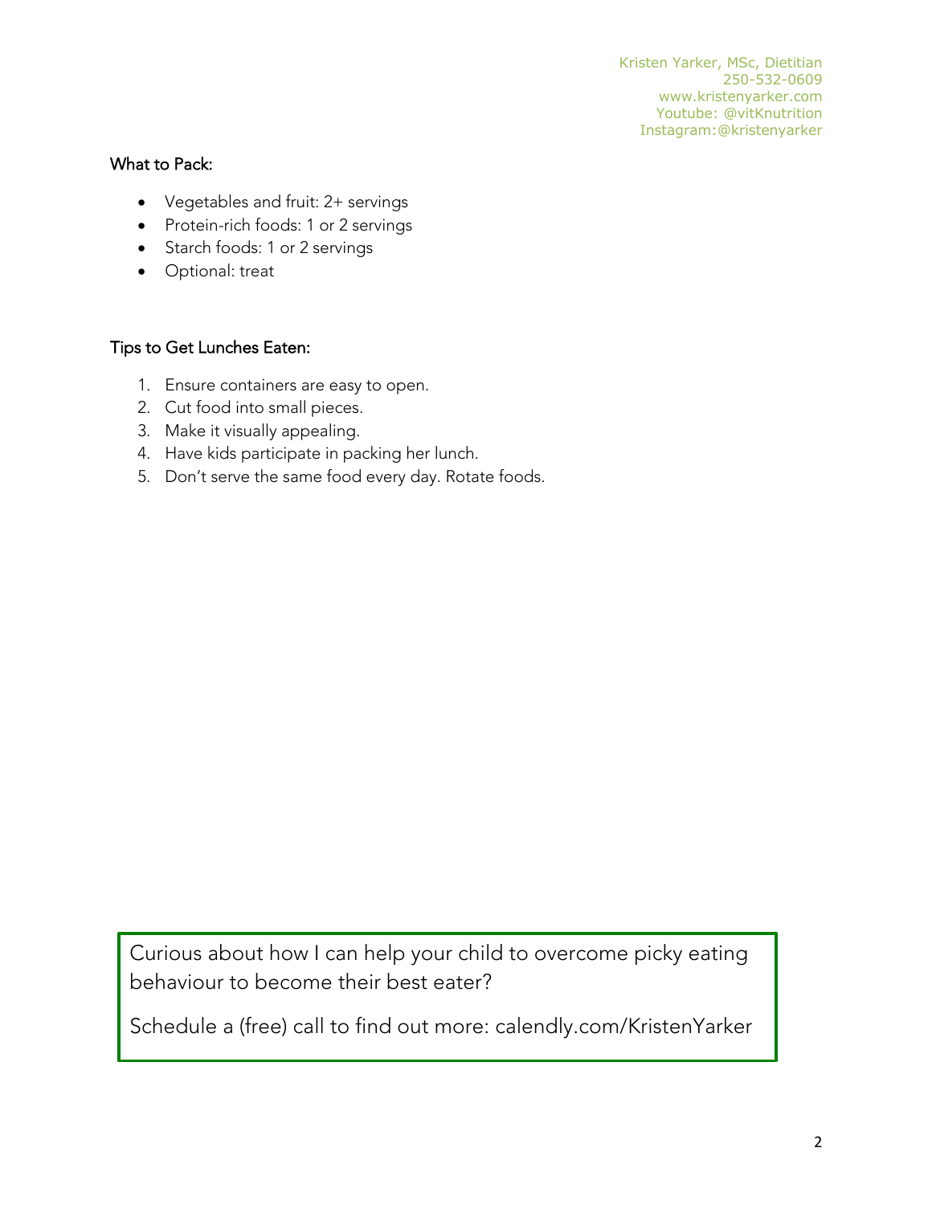Kristen Yarker, MSc, Dietitian
250-532-0609
www.kristenyarker.com
Youtube: @vitKnutrition
Instagram:@kristenyarker

What to Pack:

- Vegetables and fruit: 2+ servings
- Protein-rich foods: 1 or 2 servings
- Starch foods: 1 or 2 servings
- Optional: treat

Tips to Get Lunches Eaten:

1. Ensure containers are easy to open.
2. Cut food into small pieces.
3. Make it visually appealing.
4. Have kids participate in packing her lunch.
5. Don't serve the same food every day. Rotate foods.

Curious about how I can help your child to overcome picky eating behaviour to become their best eater?

Schedule a (free) call to find out more: calendly.com/KristenYarker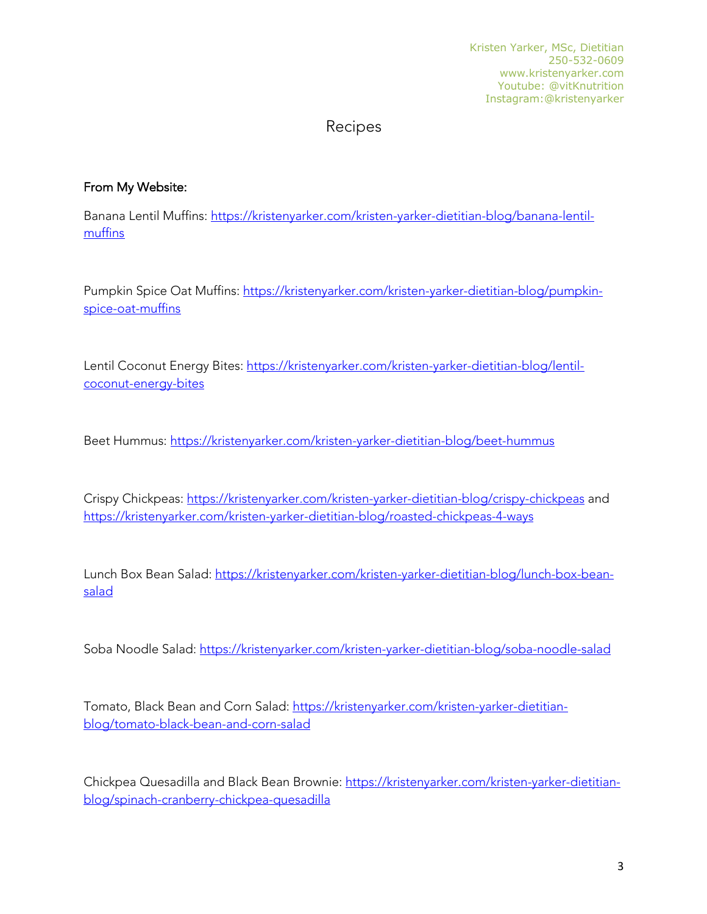Kristen Yarker, MSc, Dietitian
250-532-0609
www.kristenyarker.com
Youtube: @vitKnutrition
Instagram:@kristenyarker

# Recipes

**From My Website:**

Banana Lentil Muffins: https://kristenyarker.com/kristen-yarker-dietitian-blog/banana-lentil-muffins

Pumpkin Spice Oat Muffins: https://kristenyarker.com/kristen-yarker-dietitian-blog/pumpkin-spice-oat-muffins

Lentil Coconut Energy Bites: https://kristenyarker.com/kristen-yarker-dietitian-blog/lentil-coconut-energy-bites

Beet Hummus: https://kristenyarker.com/kristen-yarker-dietitian-blog/beet-hummus

Crispy Chickpeas: https://kristenyarker.com/kristen-yarker-dietitian-blog/crispy-chickpeas and https://kristenyarker.com/kristen-yarker-dietitian-blog/roasted-chickpeas-4-ways

Lunch Box Bean Salad: https://kristenyarker.com/kristen-yarker-dietitian-blog/lunch-box-bean-salad

Soba Noodle Salad: https://kristenyarker.com/kristen-yarker-dietitian-blog/soba-noodle-salad

Tomato, Black Bean and Corn Salad: https://kristenyarker.com/kristen-yarker-dietitian-blog/tomato-black-bean-and-corn-salad

Chickpea Quesadilla and Black Bean Brownie: https://kristenyarker.com/kristen-yarker-dietitian-blog/spinach-cranberry-chickpea-quesadilla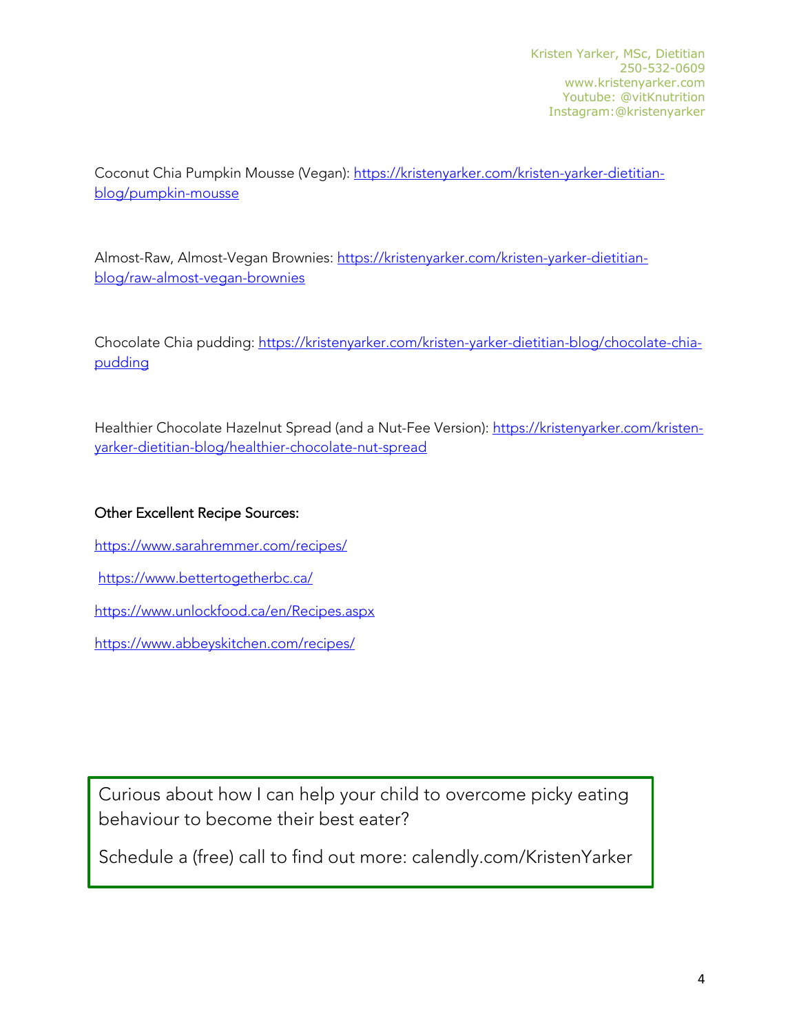Coconut Chia Pumpkin Mousse (Vegan): https://kristenyarker.com/kristen-yarker-dietitian-blog/pumpkin-mousse

Almost-Raw, Almost-Vegan Brownies: https://kristenyarker.com/kristen-yarker-dietitian-blog/raw-almost-vegan-brownies

Chocolate Chia pudding: https://kristenyarker.com/kristen-yarker-dietitian-blog/chocolate-chia-pudding

Healthier Chocolate Hazelnut Spread (and a Nut-Fee Version): https://kristenyarker.com/kristen-yarker-dietitian-blog/healthier-chocolate-nut-spread

Other Excellent Recipe Sources:

https://www.sarahremmer.com/recipes/

https://www.bettertogetherbc.ca/

https://www.unlockfood.ca/en/Recipes.aspx

https://www.abbeyskitchen.com/recipes/

Curious about how I can help your child to overcome picky eating behaviour to become their best eater?

Schedule a (free) call to find out more: calendly.com/KristenYarker